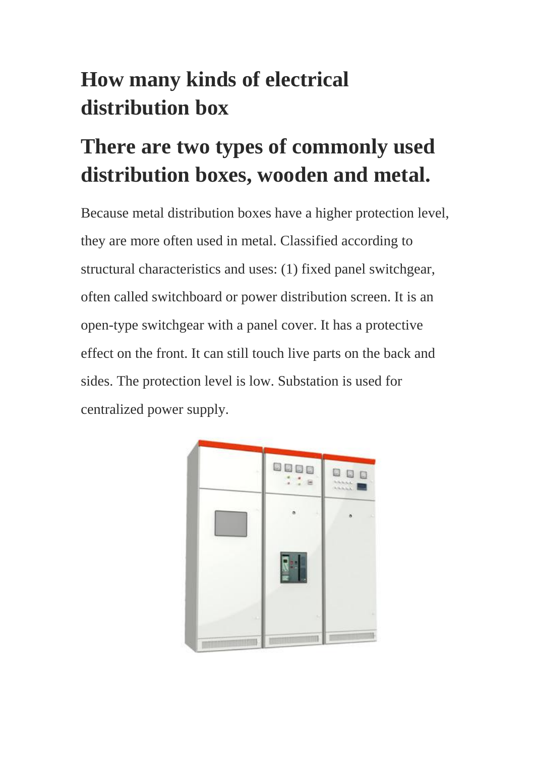# How many kinds of electrical distribution box

## There are two types of commonly used distribution boxes, wooden and metal.

Because metal distribution boxes have a higher protection level, they are more often used in metal. Classified according to structural characteristics and uses: (1) fixed panel switchgear, often called switchboard or power distribution screen. It is an open-type switchgear with a panel cover. It has a protective effect on the front. It can still touch live parts on the back and sides. The protection level is low. Substation is used for centralized power supply.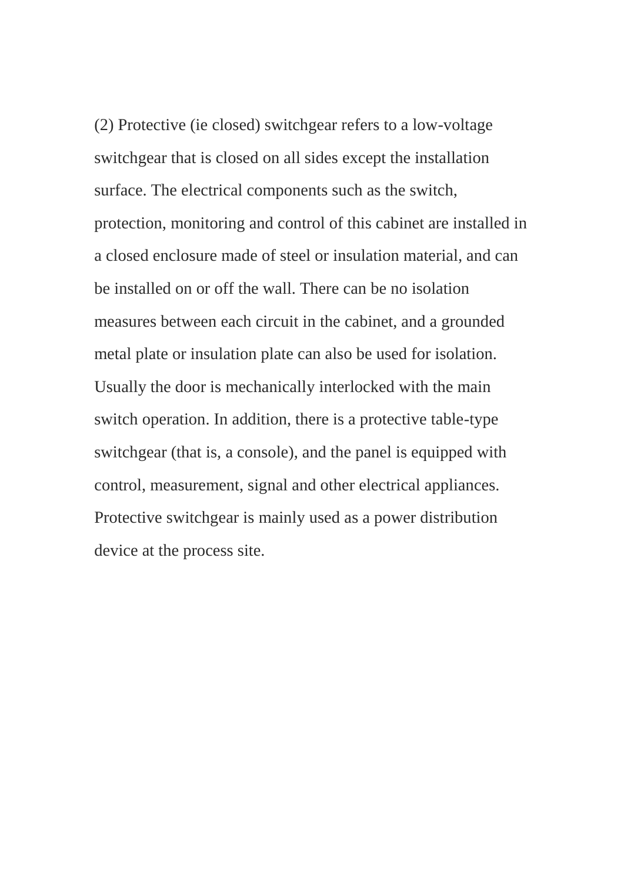(2) Protective (ie closed) switchgear refers to a low-voltage switchgear that is closed on all sides except the installation surface. The electrical components such as the switch, protection, monitoring and control of this cabinet are installed in a closed enclosure made of steel or insulation material, and can be installed on or off the wall. There can be no isolation measures between each circuit in the cabinet, and a grounded metal plate or insulation plate can also be used for isolation. Usually the door is mechanically interlocked with the main switch operation. In addition, there is a protective table-type switchgear (that is, a console), and the panel is equipped with control, measurement, signal and other electrical appliances. Protective switchgear is mainly used as a power distribution device at the process site.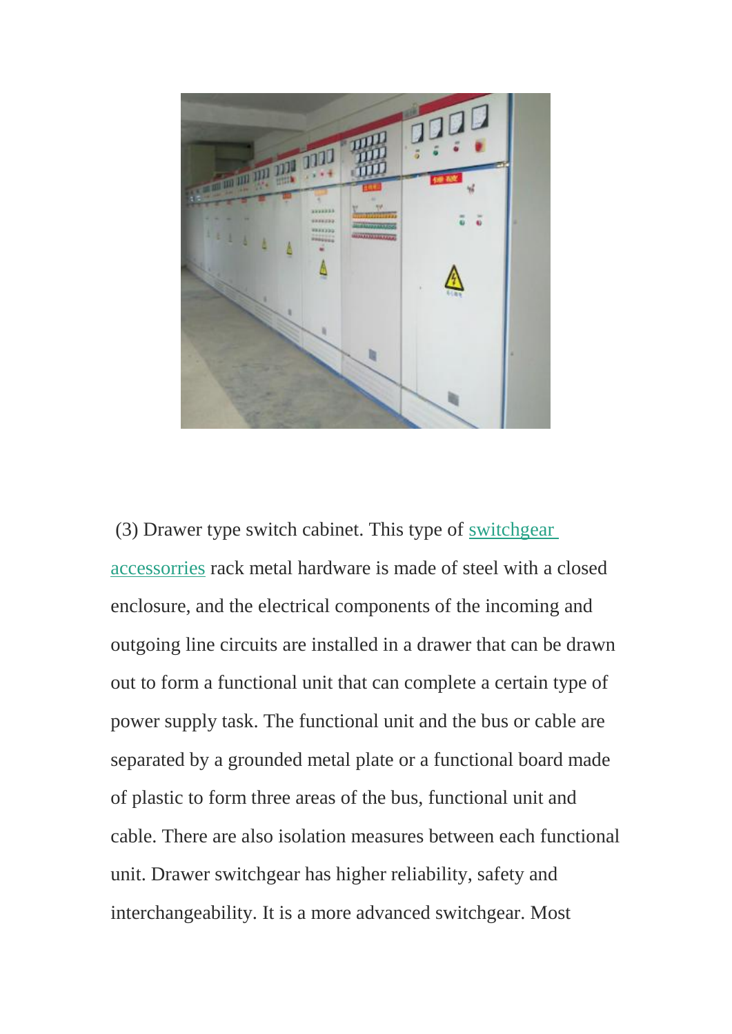(3) Drawer type switch cabinet. This type of switchgear accessorries rack metal hardware is made of steel with a closed enclosure, and the electrical components of the incoming and outgoing line circuits are installed in a drawer that can be drawn out to form a functional unit that can complete a certain type of power supply task. The functional unit and the bus or cable are separated by a grounded metal plate or a functional board made of plastic to form three areas of the bus, functional unit and cable. There are also isolation measures between each functional unit. Drawer switchgear has higher reliability, safety and interchangeability. It is a more advanced switchgear. Most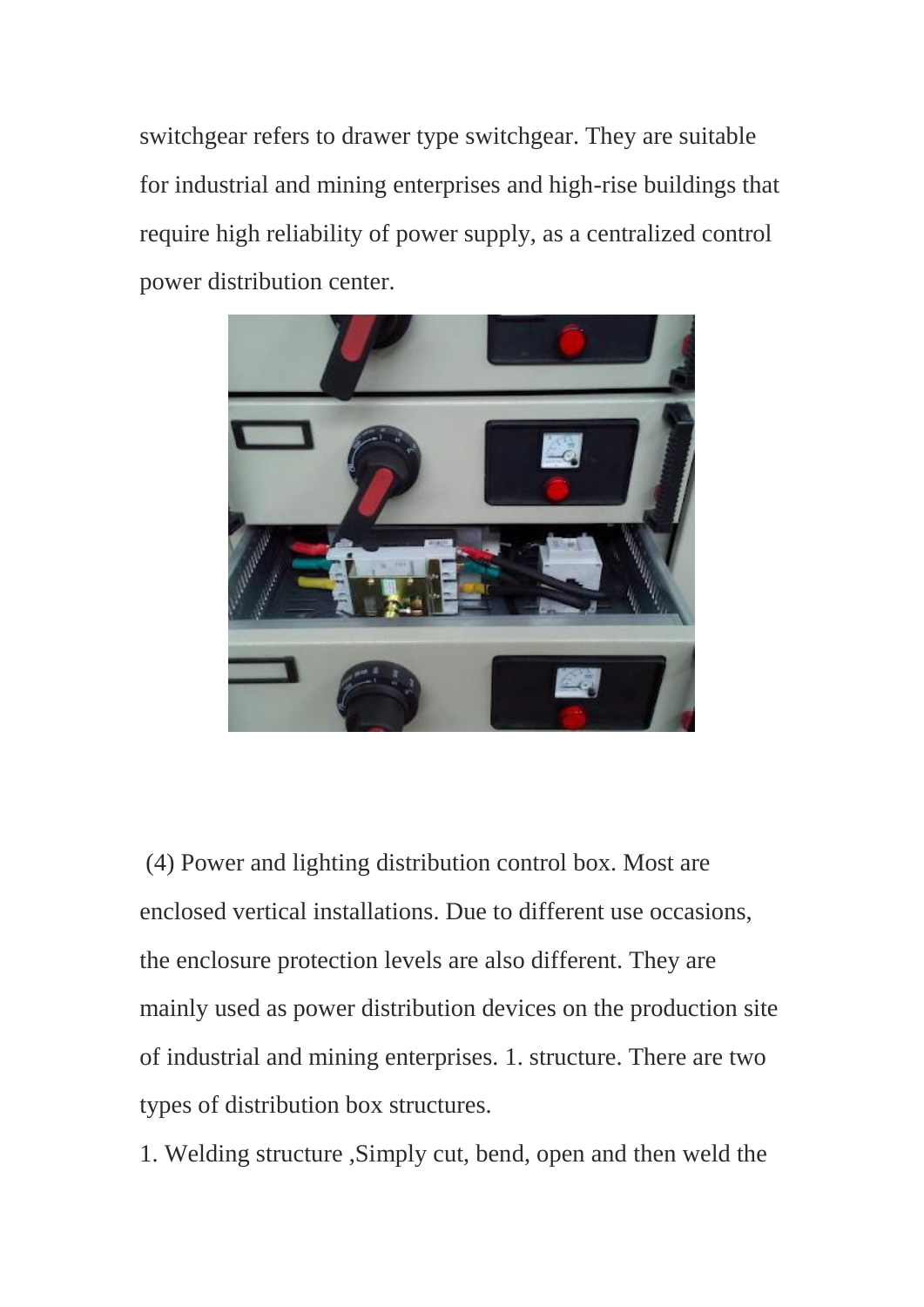switchgear refers to drawer type switchgear. They are suitable for industrial and mining enterprises and high-rise buildings that require high reliability of power supply, as a centralized control power distribution center.

(4) Power and lighting distribution control box. Most are enclosed vertical installations. Due to different use occasions, the enclosure protection levels are also different. They are mainly used as power distribution devices on the production site of industrial and mining enterprises. 1. structure. There are two types of distribution box structures.

1. Welding structure ,Simply cut, bend, open and then weld the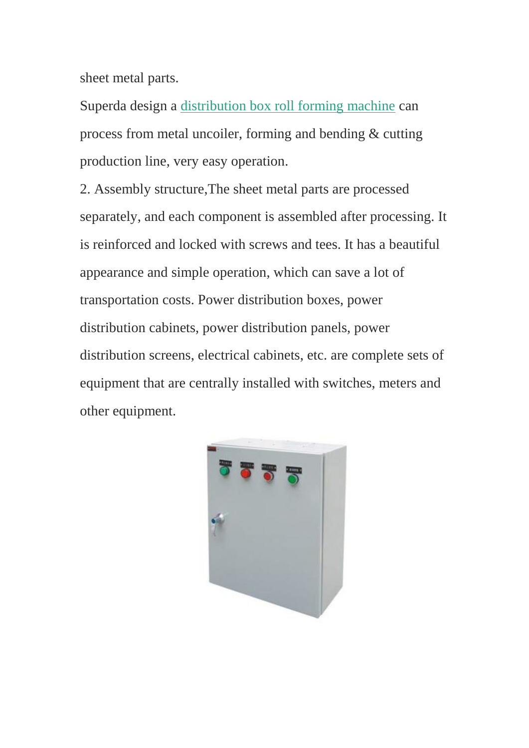sheet metal parts.

Superda design a [distribution box roll forming machine] can process from metal uncoiler, forming and bending & cutting production line, very easy operation.

2. Assembly structure,The sheet metal parts are processed separately, and each component is assembled after processing. It is reinforced and locked with screws and tees. It has a beautiful appearance and simple operation, which can save a lot of transportation costs. Power distribution boxes, power distribution cabinets, power distribution panels, power distribution screens, electrical cabinets, etc. are complete sets of equipment that are centrally installed with switches, meters and other equipment.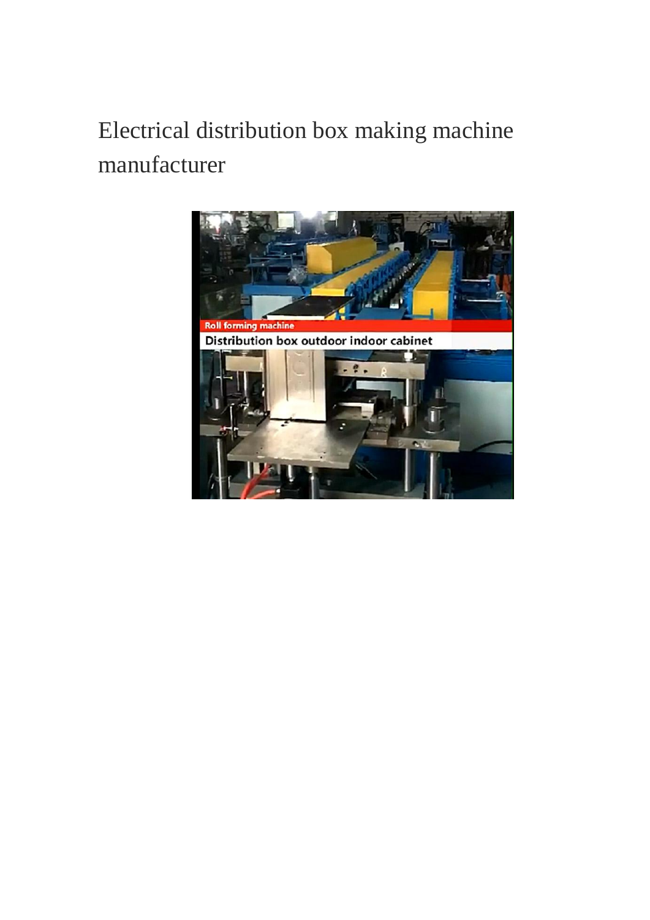Electrical distribution box making machine manufacturer